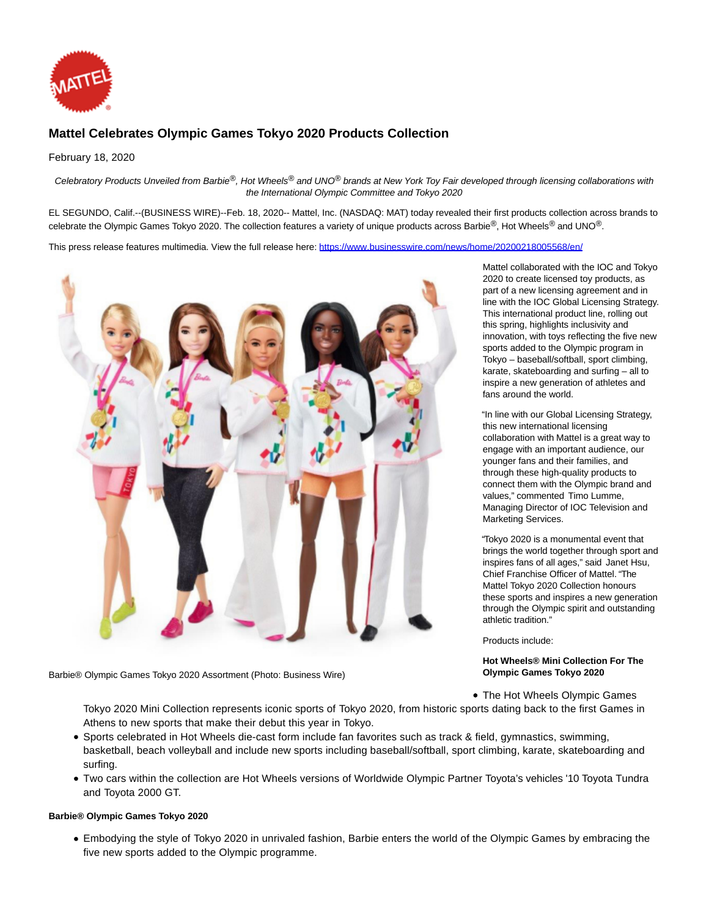# Mattel Celebrates Olympic Games Tokyo 2020 Products Collection

February 18, 2020

*Celebratory Products Unveiled from Barbie®, Hot Wheels® and UNO® brands at New York Toy Fair developed through licensing collaborations with the International Olympic Committee and Tokyo 2020*

EL SEGUNDO, Calif.--(BUSINESS WIRE)--Feb. 18, 2020-- Mattel, Inc. (NASDAQ: MAT) today revealed their first products collection across brands to celebrate the Olympic Games Tokyo 2020. The collection features a variety of unique products across Barbie®, Hot Wheels® and UNO®.

This press release features multimedia. View the full release here: https://www.businesswire.com/news/home/20200218005568/en/

Barbie® Olympic Games Tokyo 2020 Assortment (Photo: Business Wire)

Mattel collaborated with the IOC and Tokyo 2020 to create licensed toy products, as part of a new licensing agreement and in line with the IOC Global Licensing Strategy. This international product line, rolling out this spring, highlights inclusivity and innovation, with toys reflecting the five new sports added to the Olympic program in Tokyo – baseball/softball, sport climbing, karate, skateboarding and surfing – all to inspire a new generation of athletes and fans around the world.

"In line with our Global Licensing Strategy, this new international licensing collaboration with Mattel is a great way to engage with an important audience, our younger fans and their families, and through these high-quality products to connect them with the Olympic brand and values," commented Timo Lumme, Managing Director of IOC Television and Marketing Services.

"Tokyo 2020 is a monumental event that brings the world together through sport and inspires fans of all ages," said Janet Hsu, Chief Franchise Officer of Mattel. "The Mattel Tokyo 2020 Collection honours these sports and inspires a new generation through the Olympic spirit and outstanding athletic tradition."

Products include:

**Hot Wheels® Mini Collection For The Olympic Games Tokyo 2020**

- The Hot Wheels Olympic Games Tokyo 2020 Mini Collection represents iconic sports of Tokyo 2020, from historic sports dating back to the first Games in Athens to new sports that make their debut this year in Tokyo.
- Sports celebrated in Hot Wheels die-cast form include fan favorites such as track & field, gymnastics, swimming, basketball, beach volleyball and include new sports including baseball/softball, sport climbing, karate, skateboarding and surfing.
- Two cars within the collection are Hot Wheels versions of Worldwide Olympic Partner Toyota's vehicles '10 Toyota Tundra and Toyota 2000 GT.

**Barbie® Olympic Games Tokyo 2020**

- Embodying the style of Tokyo 2020 in unrivaled fashion, Barbie enters the world of the Olympic Games by embracing the five new sports added to the Olympic programme.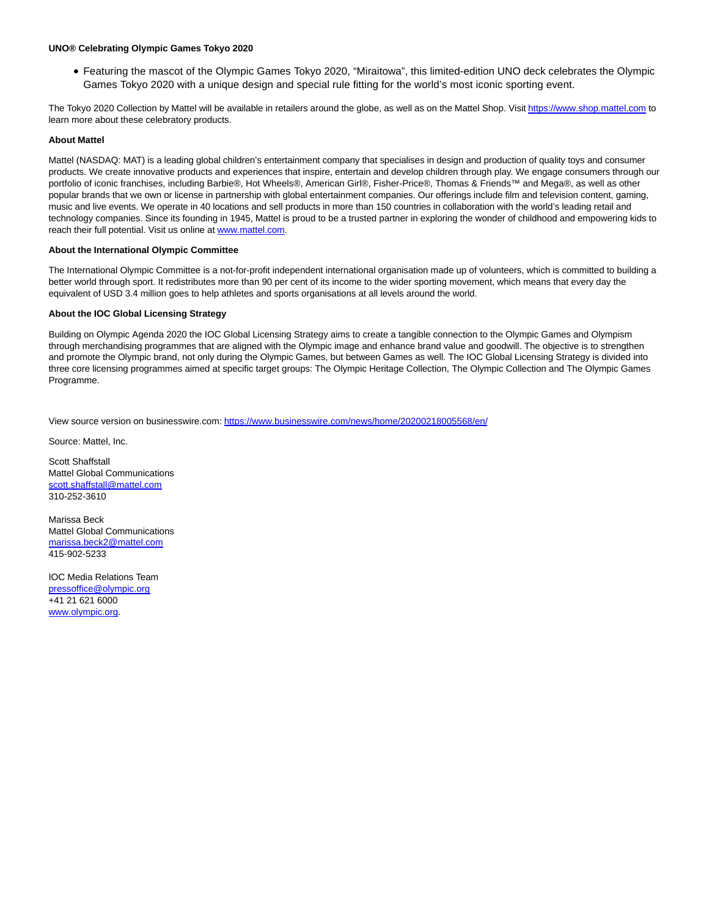**UNO® Celebrating Olympic Games Tokyo 2020**

- Featuring the mascot of the Olympic Games Tokyo 2020, “Miraitowa”, this limited-edition UNO deck celebrates the Olympic Games Tokyo 2020 with a unique design and special rule fitting for the world’s most iconic sporting event.

The Tokyo 2020 Collection by Mattel will be available in retailers around the globe, as well as on the Mattel Shop. Visit https://www.shop.mattel.com to learn more about these celebratory products.

**About Mattel**

Mattel (NASDAQ: MAT) is a leading global children’s entertainment company that specialises in design and production of quality toys and consumer products. We create innovative products and experiences that inspire, entertain and develop children through play. We engage consumers through our portfolio of iconic franchises, including Barbie®, Hot Wheels®, American Girl®, Fisher-Price®, Thomas & Friends™ and Mega®, as well as other popular brands that we own or license in partnership with global entertainment companies. Our offerings include film and television content, gaming, music and live events. We operate in 40 locations and sell products in more than 150 countries in collaboration with the world’s leading retail and technology companies. Since its founding in 1945, Mattel is proud to be a trusted partner in exploring the wonder of childhood and empowering kids to reach their full potential. Visit us online at www.mattel.com.

**About the International Olympic Committee**

The International Olympic Committee is a not-for-profit independent international organisation made up of volunteers, which is committed to building a better world through sport. It redistributes more than 90 per cent of its income to the wider sporting movement, which means that every day the equivalent of USD 3.4 million goes to help athletes and sports organisations at all levels around the world.

**About the IOC Global Licensing Strategy**

Building on Olympic Agenda 2020 the IOC Global Licensing Strategy aims to create a tangible connection to the Olympic Games and Olympism through merchandising programmes that are aligned with the Olympic image and enhance brand value and goodwill. The objective is to strengthen and promote the Olympic brand, not only during the Olympic Games, but between Games as well. The IOC Global Licensing Strategy is divided into three core licensing programmes aimed at specific target groups: The Olympic Heritage Collection, The Olympic Collection and The Olympic Games Programme.

View source version on businesswire.com: https://www.businesswire.com/news/home/20200218005568/en/

Source: Mattel, Inc.

Scott Shaffstall
Mattel Global Communications
scott.shaffstall@mattel.com
310-252-3610

Marissa Beck
Mattel Global Communications
marissa.beck2@mattel.com
415-902-5233

IOC Media Relations Team
pressoffice@olympic.org
+41 21 621 6000
www.olympic.org.